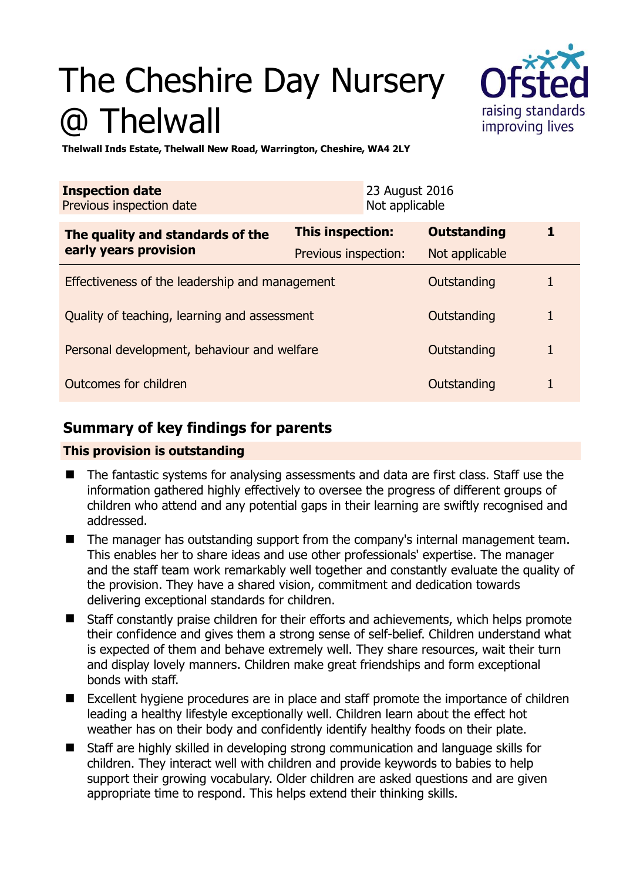# The Cheshire Day Nursery @ Thelwall

**Thelwall Inds Estate, Thelwall New Road, Warrington, Cheshire, WA4 2LY**

| **Inspection date** | 23 August 2016 |
|---|---|
| Previous inspection date | Not applicable |

| **The quality and standards of the early years provision** | **This inspection:** | **Outstanding** | **1** |
|---|---|---|---|
| | Previous inspection: | Not applicable | |
| Effectiveness of the leadership and management | | Outstanding | 1 |
| Quality of teaching, learning and assessment | | Outstanding | 1 |
| Personal development, behaviour and welfare | | Outstanding | 1 |
| Outcomes for children | | Outstanding | 1 |

## Summary of key findings for parents

**This provision is outstanding**

- The fantastic systems for analysing assessments and data are first class. Staff use the information gathered highly effectively to oversee the progress of different groups of children who attend and any potential gaps in their learning are swiftly recognised and addressed.
- The manager has outstanding support from the company's internal management team. This enables her to share ideas and use other professionals' expertise. The manager and the staff team work remarkably well together and constantly evaluate the quality of the provision. They have a shared vision, commitment and dedication towards delivering exceptional standards for children.
- Staff constantly praise children for their efforts and achievements, which helps promote their confidence and gives them a strong sense of self-belief. Children understand what is expected of them and behave extremely well. They share resources, wait their turn and display lovely manners. Children make great friendships and form exceptional bonds with staff.
- Excellent hygiene procedures are in place and staff promote the importance of children leading a healthy lifestyle exceptionally well. Children learn about the effect hot weather has on their body and confidently identify healthy foods on their plate.
- Staff are highly skilled in developing strong communication and language skills for children. They interact well with children and provide keywords to babies to help support their growing vocabulary. Older children are asked questions and are given appropriate time to respond. This helps extend their thinking skills.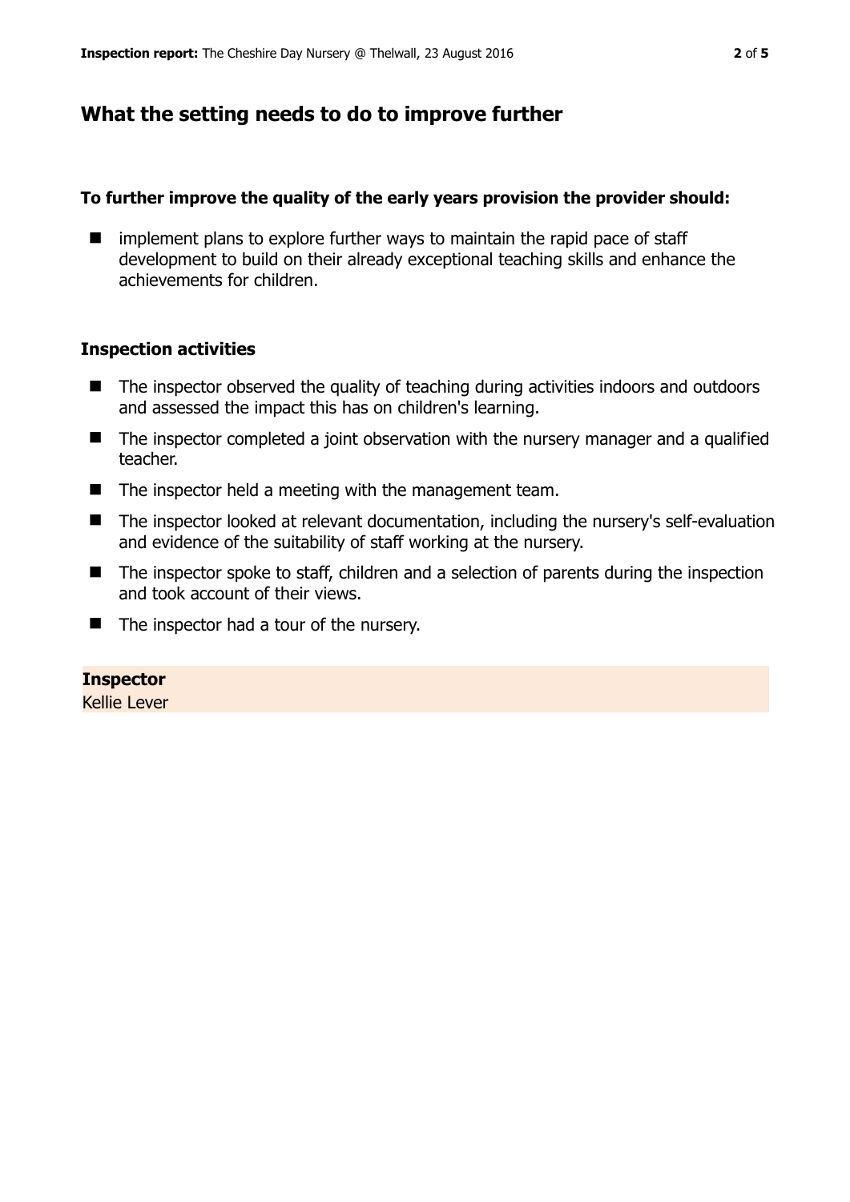## What the setting needs to do to improve further

**To further improve the quality of the early years provision the provider should:**

- implement plans to explore further ways to maintain the rapid pace of staff development to build on their already exceptional teaching skills and enhance the achievements for children.

### Inspection activities

- The inspector observed the quality of teaching during activities indoors and outdoors and assessed the impact this has on children's learning.
- The inspector completed a joint observation with the nursery manager and a qualified teacher.
- The inspector held a meeting with the management team.
- The inspector looked at relevant documentation, including the nursery's self-evaluation and evidence of the suitability of staff working at the nursery.
- The inspector spoke to staff, children and a selection of parents during the inspection and took account of their views.
- The inspector had a tour of the nursery.

**Inspector**
Kellie Lever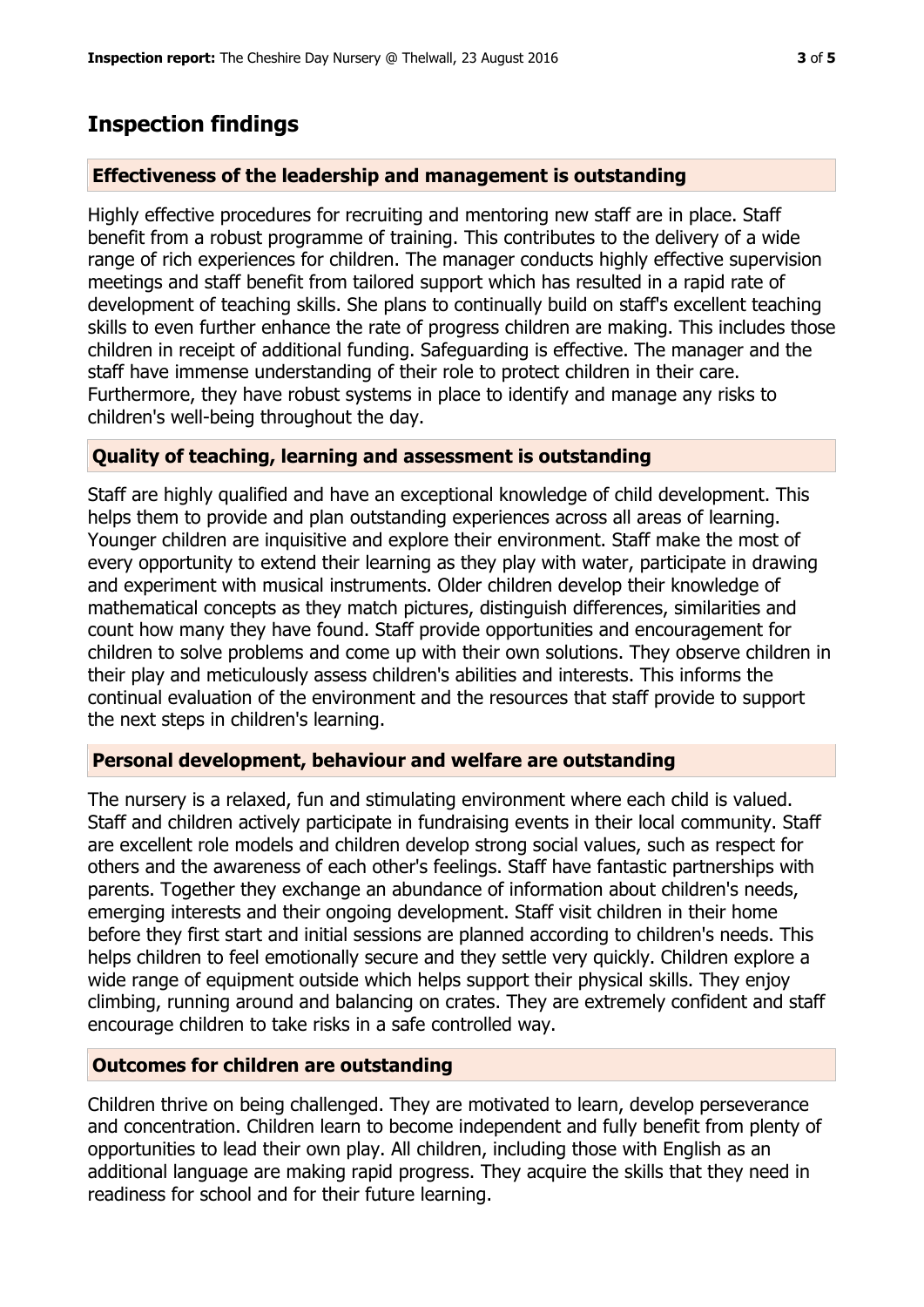## Inspection findings

### Effectiveness of the leadership and management is outstanding

Highly effective procedures for recruiting and mentoring new staff are in place. Staff benefit from a robust programme of training. This contributes to the delivery of a wide range of rich experiences for children. The manager conducts highly effective supervision meetings and staff benefit from tailored support which has resulted in a rapid rate of development of teaching skills. She plans to continually build on staff's excellent teaching skills to even further enhance the rate of progress children are making. This includes those children in receipt of additional funding. Safeguarding is effective. The manager and the staff have immense understanding of their role to protect children in their care. Furthermore, they have robust systems in place to identify and manage any risks to children's well-being throughout the day.

### Quality of teaching, learning and assessment is outstanding

Staff are highly qualified and have an exceptional knowledge of child development. This helps them to provide and plan outstanding experiences across all areas of learning. Younger children are inquisitive and explore their environment. Staff make the most of every opportunity to extend their learning as they play with water, participate in drawing and experiment with musical instruments. Older children develop their knowledge of mathematical concepts as they match pictures, distinguish differences, similarities and count how many they have found. Staff provide opportunities and encouragement for children to solve problems and come up with their own solutions. They observe children in their play and meticulously assess children's abilities and interests. This informs the continual evaluation of the environment and the resources that staff provide to support the next steps in children's learning.

### Personal development, behaviour and welfare are outstanding

The nursery is a relaxed, fun and stimulating environment where each child is valued. Staff and children actively participate in fundraising events in their local community. Staff are excellent role models and children develop strong social values, such as respect for others and the awareness of each other's feelings. Staff have fantastic partnerships with parents. Together they exchange an abundance of information about children's needs, emerging interests and their ongoing development. Staff visit children in their home before they first start and initial sessions are planned according to children's needs. This helps children to feel emotionally secure and they settle very quickly. Children explore a wide range of equipment outside which helps support their physical skills. They enjoy climbing, running around and balancing on crates. They are extremely confident and staff encourage children to take risks in a safe controlled way.

### Outcomes for children are outstanding

Children thrive on being challenged. They are motivated to learn, develop perseverance and concentration. Children learn to become independent and fully benefit from plenty of opportunities to lead their own play. All children, including those with English as an additional language are making rapid progress. They acquire the skills that they need in readiness for school and for their future learning.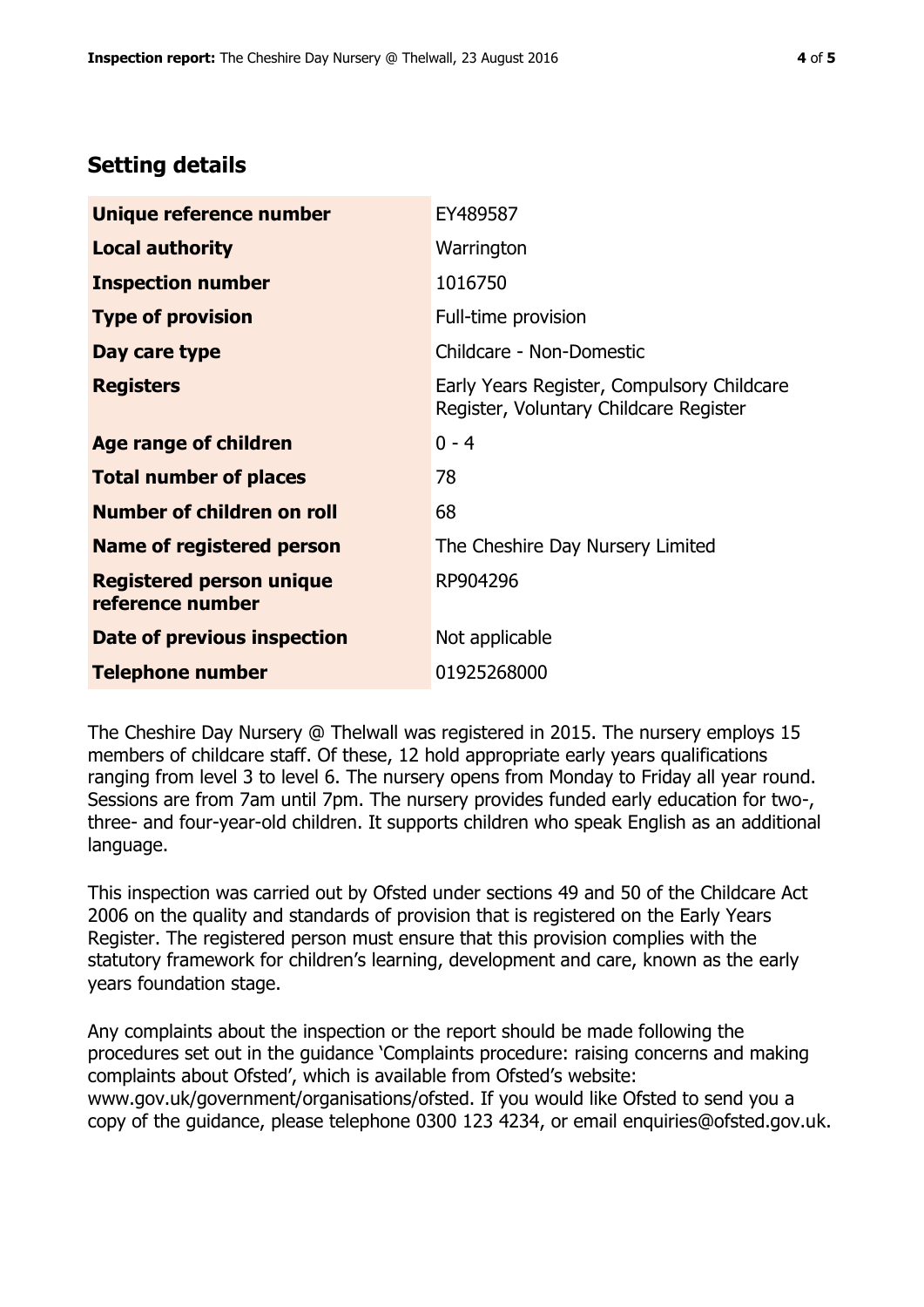## Setting details

| | |
|---|---|
| **Unique reference number** | EY489587 |
| **Local authority** | Warrington |
| **Inspection number** | 1016750 |
| **Type of provision** | Full-time provision |
| **Day care type** | Childcare - Non-Domestic |
| **Registers** | Early Years Register, Compulsory Childcare Register, Voluntary Childcare Register |
| **Age range of children** | 0 - 4 |
| **Total number of places** | 78 |
| **Number of children on roll** | 68 |
| **Name of registered person** | The Cheshire Day Nursery Limited |
| **Registered person unique reference number** | RP904296 |
| **Date of previous inspection** | Not applicable |
| **Telephone number** | 01925268000 |

The Cheshire Day Nursery @ Thelwall was registered in 2015. The nursery employs 15 members of childcare staff. Of these, 12 hold appropriate early years qualifications ranging from level 3 to level 6. The nursery opens from Monday to Friday all year round. Sessions are from 7am until 7pm. The nursery provides funded early education for two-, three- and four-year-old children. It supports children who speak English as an additional language.

This inspection was carried out by Ofsted under sections 49 and 50 of the Childcare Act 2006 on the quality and standards of provision that is registered on the Early Years Register. The registered person must ensure that this provision complies with the statutory framework for children's learning, development and care, known as the early years foundation stage.

Any complaints about the inspection or the report should be made following the procedures set out in the guidance 'Complaints procedure: raising concerns and making complaints about Ofsted', which is available from Ofsted's website: www.gov.uk/government/organisations/ofsted. If you would like Ofsted to send you a copy of the guidance, please telephone 0300 123 4234, or email enquiries@ofsted.gov.uk.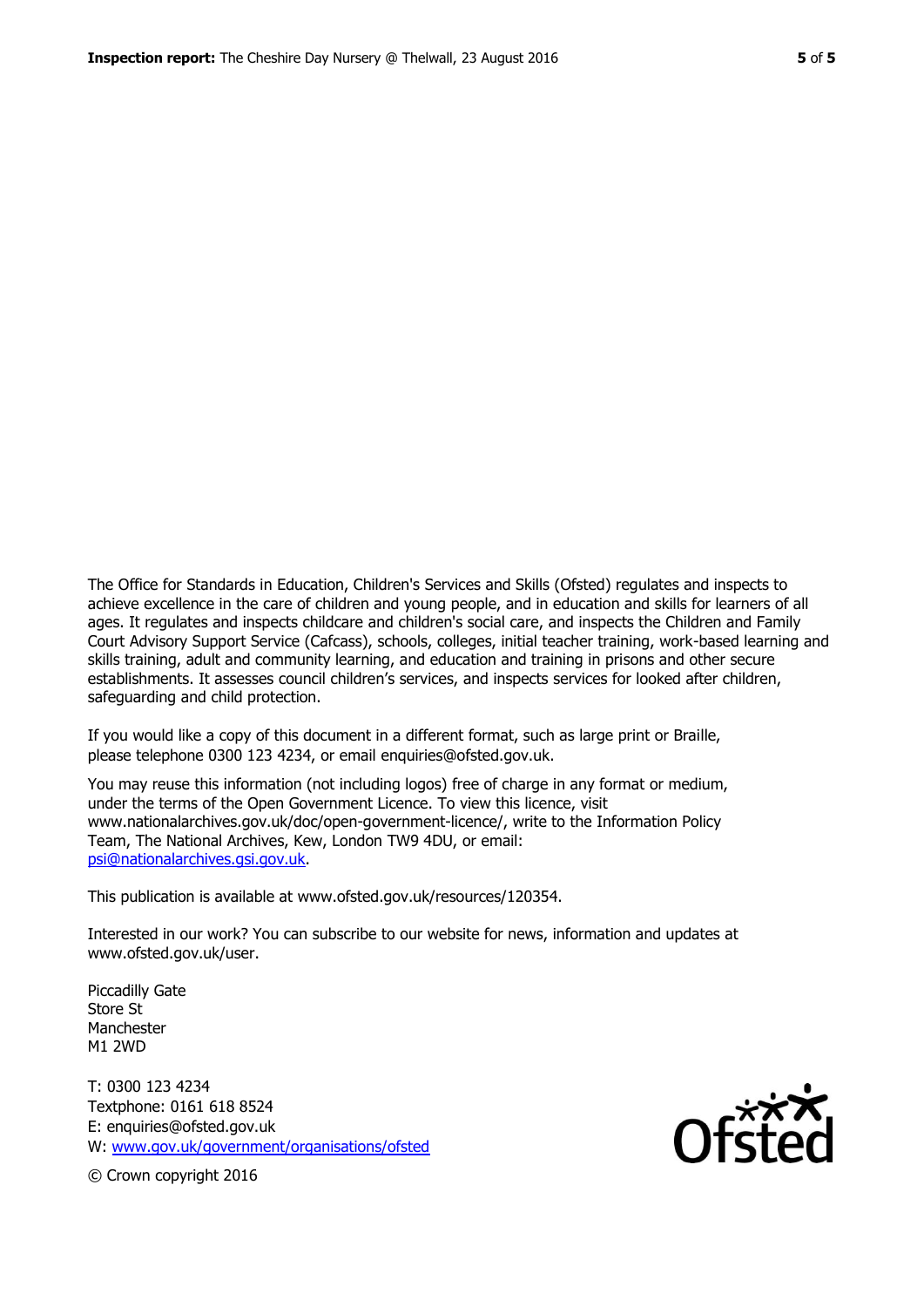The Office for Standards in Education, Children's Services and Skills (Ofsted) regulates and inspects to achieve excellence in the care of children and young people, and in education and skills for learners of all ages. It regulates and inspects childcare and children's social care, and inspects the Children and Family Court Advisory Support Service (Cafcass), schools, colleges, initial teacher training, work-based learning and skills training, adult and community learning, and education and training in prisons and other secure establishments. It assesses council children's services, and inspects services for looked after children, safeguarding and child protection.

If you would like a copy of this document in a different format, such as large print or Braille, please telephone 0300 123 4234, or email enquiries@ofsted.gov.uk.

You may reuse this information (not including logos) free of charge in any format or medium, under the terms of the Open Government Licence. To view this licence, visit www.nationalarchives.gov.uk/doc/open-government-licence/, write to the Information Policy Team, The National Archives, Kew, London TW9 4DU, or email: psi@nationalarchives.gsi.gov.uk.

This publication is available at www.ofsted.gov.uk/resources/120354.

Interested in our work? You can subscribe to our website for news, information and updates at www.ofsted.gov.uk/user.

Piccadilly Gate
Store St
Manchester
M1 2WD

T: 0300 123 4234
Textphone: 0161 618 8524
E: enquiries@ofsted.gov.uk
W: www.gov.uk/government/organisations/ofsted

© Crown copyright 2016